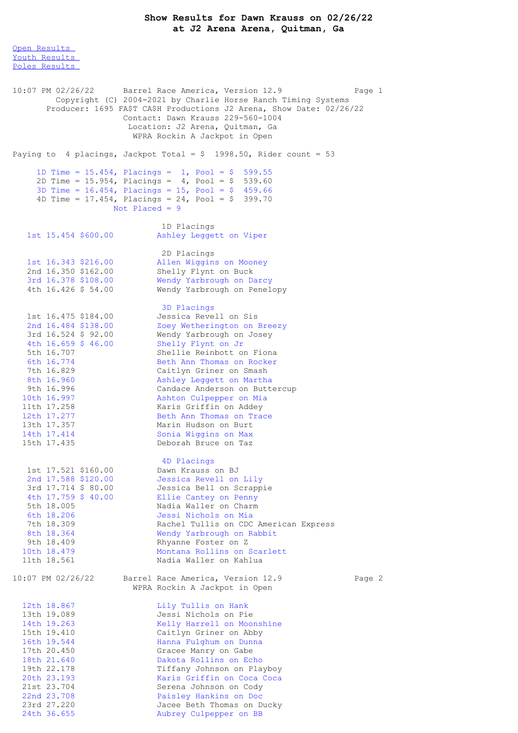# Show Results for Dawn Krauss on 02/26/22
## at J2 Arena Arena, Quitman, Ga

Open Results
Youth Results
Poles Results

10:07 PM 02/26/22 Barrel Race America, Version 12.9

Copyright (C) 2004-2021 by Charlie Horse Ranch Timing Systems
Producer: 1695 FA$T CA$H Productions J2 Arena, Show Date: 02/26/22
Contact: Dawn Krauss 229-560-1004
Location: J2 Arena, Quitman, Ga
WPRA Rockin A Jackpot in Open

Paying to 4 placings, Jackpot Total = $ 1998.50, Rider count = 53

| Division | Time | Placings | Pool |
|---|---|---|---|
| 1D | 15.454 | 1 | $ 599.55 |
| 2D | 15.954 | 4 | $ 539.60 |
| 3D | 16.454 | 15 | $ 459.66 |
| 4D | 17.454 | 24 | $ 399.70 |

Not Placed = 9

### 1D Placings

| Place | Time | Payout | Rider / Horse |
|---|---|---|---|
| 1st | 15.454 | $600.00 | Ashley Leggett on Viper |

### 2D Placings

| Place | Time | Payout | Rider / Horse |
|---|---|---|---|
| 1st | 16.343 | $216.00 | Allen Wiggins on Mooney |
| 2nd | 16.350 | $162.00 | Shelly Flynt on Buck |
| 3rd | 16.378 | $108.00 | Wendy Yarbrough on Darcy |
| 4th | 16.426 | $ 54.00 | Wendy Yarbrough on Penelopy |

### 3D Placings

| Place | Time | Payout | Rider / Horse |
|---|---|---|---|
| 1st | 16.475 | $184.00 | Jessica Revell on Sis |
| 2nd | 16.484 | $138.00 | Zoey Wetherington on Breezy |
| 3rd | 16.524 | $ 92.00 | Wendy Yarbrough on Josey |
| 4th | 16.659 | $ 46.00 | Shelly Flynt on Jr |
| 5th | 16.707 | | Shellie Reinbott on Fiona |
| 6th | 16.774 | | Beth Ann Thomas on Rocker |
| 7th | 16.829 | | Caitlyn Griner on Smash |
| 8th | 16.960 | | Ashley Leggett on Martha |
| 9th | 16.996 | | Candace Anderson on Buttercup |
| 10th | 16.997 | | Ashton Culpepper on Mia |
| 11th | 17.258 | | Karis Griffin on Addey |
| 12th | 17.277 | | Beth Ann Thomas on Trace |
| 13th | 17.357 | | Marin Hudson on Burt |
| 14th | 17.414 | | Sonia Wiggins on Max |
| 15th | 17.435 | | Deborah Bruce on Taz |

### 4D Placings

| Place | Time | Payout | Rider / Horse |
|---|---|---|---|
| 1st | 17.521 | $160.00 | Dawn Krauss on BJ |
| 2nd | 17.588 | $120.00 | Jessica Revell on Lily |
| 3rd | 17.714 | $ 80.00 | Jessica Bell on Scrappie |
| 4th | 17.759 | $ 40.00 | Ellie Cantey on Penny |
| 5th | 18.005 | | Nadia Waller on Charm |
| 6th | 18.206 | | Jessi Nichols on Mia |
| 7th | 18.309 | | Rachel Tullis on CDC American Express |
| 8th | 18.364 | | Wendy Yarbrough on Rabbit |
| 9th | 18.409 | | Rhyanne Foster on Z |
| 10th | 18.479 | | Montana Rollins on Scarlett |
| 11th | 18.561 | | Nadia Waller on Kahlua |
| 12th | 18.867 | | Lily Tullis on Hank |
| 13th | 19.089 | | Jessi Nichols on Pie |
| 14th | 19.263 | | Kelly Harrell on Moonshine |
| 15th | 19.410 | | Caitlyn Griner on Abby |
| 16th | 19.544 | | Hanna Fulghum on Dunna |
| 17th | 20.450 | | Gracee Manry on Gabe |
| 18th | 21.640 | | Dakota Rollins on Echo |
| 19th | 22.178 | | Tiffany Johnson on Playboy |
| 20th | 23.193 | | Karis Griffin on Coca Coca |
| 21st | 23.704 | | Serena Johnson on Cody |
| 22nd | 23.708 | | Paisley Hankins on Doc |
| 23rd | 27.220 | | Jacee Beth Thomas on Ducky |
| 24th | 36.655 | | Aubrey Culpepper on BB |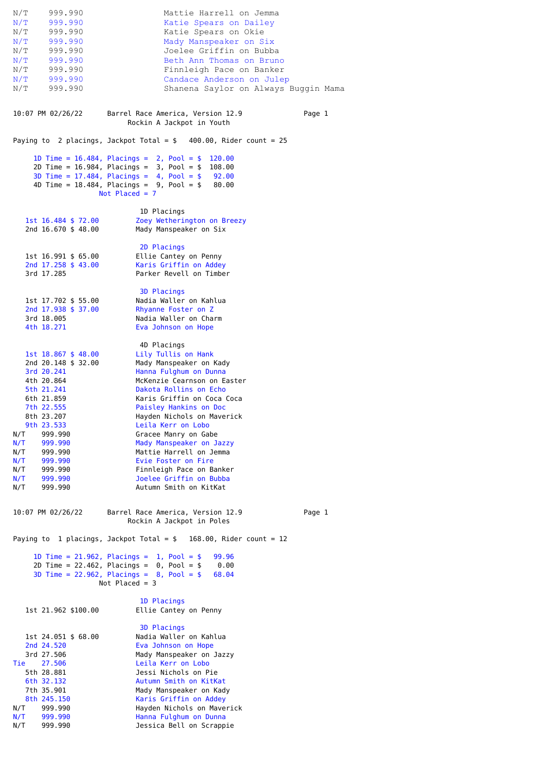| | | |
|---|---|---|
| N/T | 999.990 | Mattie Harrell on Jemma |
| N/T | 999.990 | Katie Spears on Dailey |
| N/T | 999.990 | Katie Spears on Okie |
| N/T | 999.990 | Mady Manspeaker on Six |
| N/T | 999.990 | Joelee Griffin on Bubba |
| N/T | 999.990 | Beth Ann Thomas on Bruno |
| N/T | 999.990 | Finnleigh Pace on Banker |
| N/T | 999.990 | Candace Anderson on Julep |
| N/T | 999.990 | Shanena Saylor on Always Buggin Mama |

10:07 PM 02/26/22 Barrel Race America, Version 12.9 Page 1

## Rockin A Jackpot in Youth

Paying to 2 placings, Jackpot Total = $ 400.00, Rider count = 25

1D Time = 16.484, Placings = 2, Pool = $ 120.00
2D Time = 16.984, Placings = 3, Pool = $ 108.00
3D Time = 17.484, Placings = 4, Pool = $ 92.00
4D Time = 18.484, Placings = 9, Pool = $ 80.00
Not Placed = 7

### 1D Placings

| | | |
|---|---|---|
| 1st 16.484 | $ 72.00 | Zoey Wetherington on Breezy |
| 2nd 16.670 | $ 48.00 | Mady Manspeaker on Six |

### 2D Placings

| | | |
|---|---|---|
| 1st 16.991 | $ 65.00 | Ellie Cantey on Penny |
| 2nd 17.258 | $ 43.00 | Karis Griffin on Addey |
| 3rd 17.285 | | Parker Revell on Timber |

### 3D Placings

| | | |
|---|---|---|
| 1st 17.702 | $ 55.00 | Nadia Waller on Kahlua |
| 2nd 17.938 | $ 37.00 | Rhyanne Foster on Z |
| 3rd 18.005 | | Nadia Waller on Charm |
| 4th 18.271 | | Eva Johnson on Hope |

### 4D Placings

| | | |
|---|---|---|
| 1st 18.867 | $ 48.00 | Lily Tullis on Hank |
| 2nd 20.148 | $ 32.00 | Mady Manspeaker on Kady |
| 3rd 20.241 | | Hanna Fulghum on Dunna |
| 4th 20.864 | | McKenzie Cearnson on Easter |
| 5th 21.241 | | Dakota Rollins on Echo |
| 6th 21.859 | | Karis Griffin on Coca Coca |
| 7th 22.555 | | Paisley Hankins on Doc |
| 8th 23.207 | | Hayden Nichols on Maverick |
| 9th 23.533 | | Leila Kerr on Lobo |
| N/T | 999.990 | Gracee Manry on Gabe |
| N/T | 999.990 | Mady Manspeaker on Jazzy |
| N/T | 999.990 | Mattie Harrell on Jemma |
| N/T | 999.990 | Evie Foster on Fire |
| N/T | 999.990 | Finnleigh Pace on Banker |
| N/T | 999.990 | Joelee Griffin on Bubba |
| N/T | 999.990 | Autumn Smith on KitKat |

10:07 PM 02/26/22 Barrel Race America, Version 12.9 Page 1

## Rockin A Jackpot in Poles

Paying to 1 placings, Jackpot Total = $ 168.00, Rider count = 12

1D Time = 21.962, Placings = 1, Pool = $ 99.96
2D Time = 22.462, Placings = 0, Pool = $ 0.00
3D Time = 22.962, Placings = 8, Pool = $ 68.04
Not Placed = 3

### 1D Placings

| | | |
|---|---|---|
| 1st 21.962 | $100.00 | Ellie Cantey on Penny |

### 3D Placings

| | | |
|---|---|---|
| 1st 24.051 | $ 68.00 | Nadia Waller on Kahlua |
| 2nd 24.520 | | Eva Johnson on Hope |
| 3rd 27.506 | | Mady Manspeaker on Jazzy |
| Tie 27.506 | | Leila Kerr on Lobo |
| 5th 28.881 | | Jessi Nichols on Pie |
| 6th 32.132 | | Autumn Smith on KitKat |
| 7th 35.901 | | Mady Manspeaker on Kady |
| 8th 245.150 | | Karis Griffin on Addey |
| N/T | 999.990 | Hayden Nichols on Maverick |
| N/T | 999.990 | Hanna Fulghum on Dunna |
| N/T | 999.990 | Jessica Bell on Scrappie |